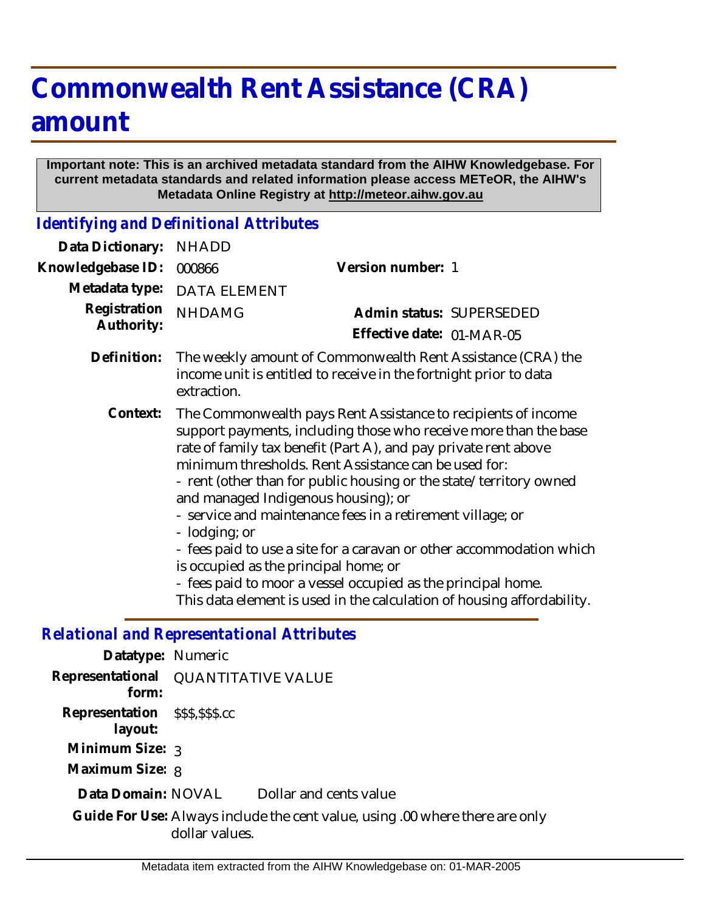# Commonwealth Rent Assistance (CRA) amount

**Important note: This is an archived metadata standard from the AIHW Knowledgebase. For current metadata standards and related information please access METeOR, the AIHW's Metadata Online Registry at http://meteor.aihw.gov.au**

## *Identifying and Definitional Attributes*

**Data Dictionary:** NHADD

**Knowledgebase ID:** 000866

**Version number:** 1

**Metadata type:** DATA ELEMENT

**Registration Authority:** NHDAMG

**Admin status:** SUPERSEDED

**Effective date:** 01-MAR-05

**Definition:** The weekly amount of Commonwealth Rent Assistance (CRA) the income unit is entitled to receive in the fortnight prior to data extraction.

**Context:** The Commonwealth pays Rent Assistance to recipients of income support payments, including those who receive more than the base rate of family tax benefit (Part A), and pay private rent above minimum thresholds. Rent Assistance can be used for:
- rent (other than for public housing or the state/territory owned and managed Indigenous housing); or
- service and maintenance fees in a retirement village; or
- lodging; or
- fees paid to use a site for a caravan or other accommodation which is occupied as the principal home; or
- fees paid to moor a vessel occupied as the principal home.

This data element is used in the calculation of housing affordability.

## *Relational and Representational Attributes*

**Datatype:** Numeric

**Representational form:** QUANTITATIVE VALUE

**Representation layout:** $$$,$$$.cc

**Minimum Size:** 3

**Maximum Size:** 8

**Data Domain:** NOVAL Dollar and cents value

**Guide For Use:** Always include the cent value, using .00 where there are only dollar values.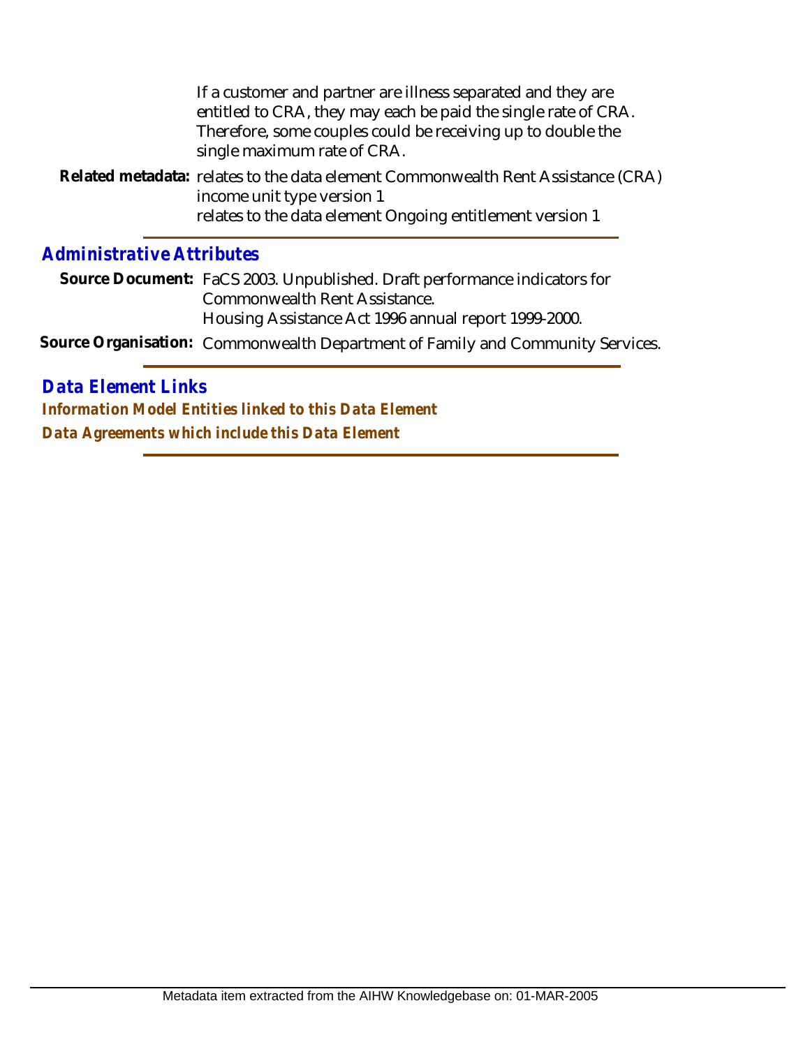If a customer and partner are illness separated and they are entitled to CRA, they may each be paid the single rate of CRA. Therefore, some couples could be receiving up to double the single maximum rate of CRA.

**Related metadata:** relates to the data element Commonwealth Rent Assistance (CRA) income unit type version 1
relates to the data element Ongoing entitlement version 1

## Administrative Attributes

**Source Document:** FaCS 2003. Unpublished. Draft performance indicators for Commonwealth Rent Assistance.
Housing Assistance Act 1996 annual report 1999-2000.

**Source Organisation:** Commonwealth Department of Family and Community Services.

## Data Element Links

***Information Model Entities linked to this Data Element***

***Data Agreements which include this Data Element***

Metadata item extracted from the AIHW Knowledgebase on: 01-MAR-2005